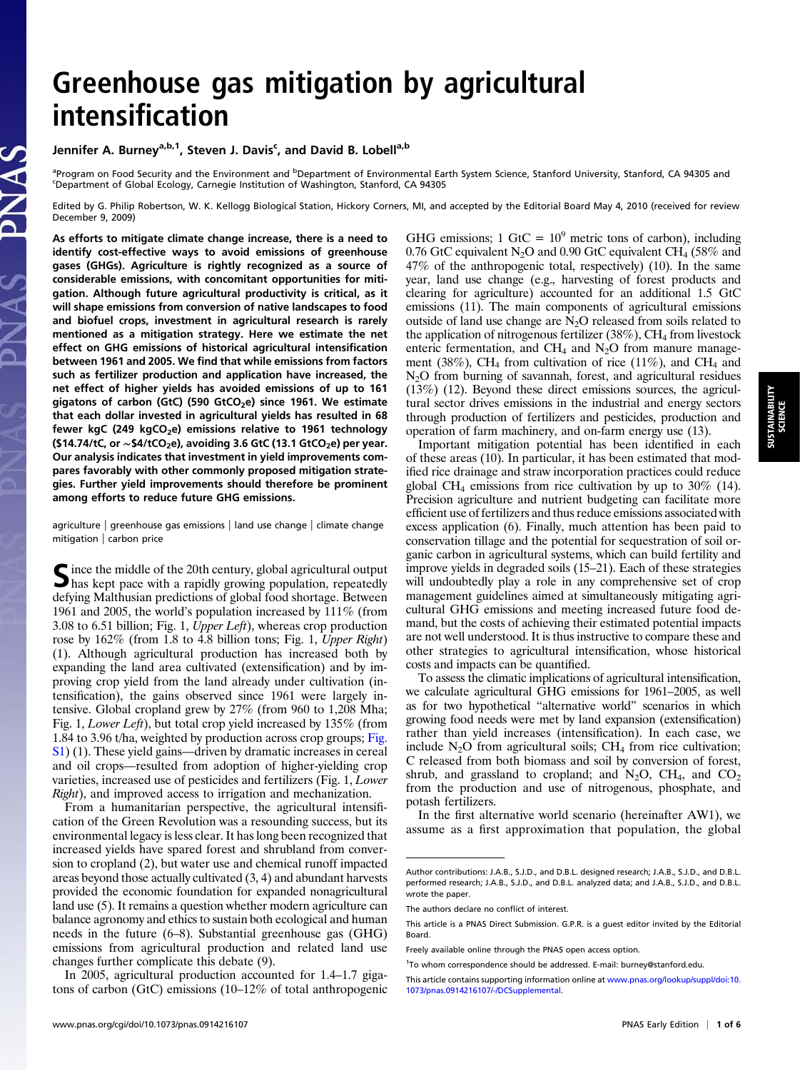# Greenhouse gas mitigation by agricultural intensification

Jennifer A. Burney[a,b,1], Steven J. Davis[c], and David B. Lobell[a,b]

[a]Program on Food Security and the Environment and [b]Department of Environmental Earth System Science, Stanford University, Stanford, CA 94305 and [c]Department of Global Ecology, Carnegie Institution of Washington, Stanford, CA 94305

Edited by G. Philip Robertson, W. K. Kellogg Biological Station, Hickory Corners, MI, and accepted by the Editorial Board May 4, 2010 (received for review December 9, 2009)

**As efforts to mitigate climate change increase, there is a need to identify cost-effective ways to avoid emissions of greenhouse gases (GHGs). Agriculture is rightly recognized as a source of considerable emissions, with concomitant opportunities for mitigation. Although future agricultural productivity is critical, as it will shape emissions from conversion of native landscapes to food and biofuel crops, investment in agricultural research is rarely mentioned as a mitigation strategy. Here we estimate the net effect on GHG emissions of historical agricultural intensification between 1961 and 2005. We find that while emissions from factors such as fertilizer production and application have increased, the net effect of higher yields has avoided emissions of up to 161 gigatons of carbon (GtC) (590 $GtCO_2e$) since 1961. We estimate that each dollar invested in agricultural yields has resulted in 68 fewer kgC (249 $kgCO_2e$) emissions relative to 1961 technology ($14.74/tC, or ~$4/$tCO_2e$), avoiding 3.6 GtC (13.1 $GtCO_2e$) per year. Our analysis indicates that investment in yield improvements compares favorably with other commonly proposed mitigation strategies. Further yield improvements should therefore be prominent among efforts to reduce future GHG emissions.**

agriculture | greenhouse gas emissions | land use change | climate change mitigation | carbon price

Since the middle of the 20th century, global agricultural output has kept pace with a rapidly growing population, repeatedly defying Malthusian predictions of global food shortage. Between 1961 and 2005, the world's population increased by 111% (from 3.08 to 6.51 billion; Fig. 1, *Upper Left*), whereas crop production rose by 162% (from 1.8 to 4.8 billion tons; Fig. 1, *Upper Right*) (1). Although agricultural production has increased both by expanding the land area cultivated (extensification) and by improving crop yield from the land already under cultivation (intensification), the gains observed since 1961 were largely intensive. Global cropland grew by 27% (from 960 to 1,208 Mha; Fig. 1, *Lower Left*), but total crop yield increased by 135% (from 1.84 to 3.96 t/ha, weighted by production across crop groups; Fig. S1) (1). These yield gains—driven by dramatic increases in cereal and oil crops—resulted from adoption of higher-yielding crop varieties, increased use of pesticides and fertilizers (Fig. 1, *Lower Right*), and improved access to irrigation and mechanization.

From a humanitarian perspective, the agricultural intensification of the Green Revolution was a resounding success, but its environmental legacy is less clear. It has long been recognized that increased yields have spared forest and shrubland from conversion to cropland (2), but water use and chemical runoff impacted areas beyond those actually cultivated (3, 4) and abundant harvests provided the economic foundation for expanded nonagricultural land use (5). It remains a question whether modern agriculture can balance agronomy and ethics to sustain both ecological and human needs in the future (6–8). Substantial greenhouse gas (GHG) emissions from agricultural production and related land use changes further complicate this debate (9).

In 2005, agricultural production accounted for 1.4–1.7 gigatons of carbon (GtC) emissions (10–12% of total anthropogenic GHG emissions; 1 GtC = $10^9$ metric tons of carbon), including 0.76 GtC equivalent $N_2O$ and 0.90 GtC equivalent $CH_4$ (58% and 47% of the anthropogenic total, respectively) (10). In the same year, land use change (e.g., harvesting of forest products and clearing for agriculture) accounted for an additional 1.5 GtC emissions (11). The main components of agricultural emissions outside of land use change are $N_2O$ released from soils related to the application of nitrogenous fertilizer (38%), $CH_4$ from livestock enteric fermentation, and $CH_4$ and $N_2O$ from manure management (38%), $CH_4$ from cultivation of rice (11%), and $CH_4$ and $N_2O$ from burning of savannah, forest, and agricultural residues (13%) (12). Beyond these direct emissions sources, the agricultural sector drives emissions in the industrial and energy sectors through production of fertilizers and pesticides, production and operation of farm machinery, and on-farm energy use (13).

Important mitigation potential has been identified in each of these areas (10). In particular, it has been estimated that modified rice drainage and straw incorporation practices could reduce global $CH_4$ emissions from rice cultivation by up to 30% (14). Precision agriculture and nutrient budgeting can facilitate more efficient use of fertilizers and thus reduce emissions associated with excess application (6). Finally, much attention has been paid to conservation tillage and the potential for sequestration of soil organic carbon in agricultural systems, which can build fertility and improve yields in degraded soils (15–21). Each of these strategies will undoubtedly play a role in any comprehensive set of crop management guidelines aimed at simultaneously mitigating agricultural GHG emissions and meeting increased future food demand, but the costs of achieving their estimated potential impacts are not well understood. It is thus instructive to compare these and other strategies to agricultural intensification, whose historical costs and impacts can be quantified.

To assess the climatic implications of agricultural intensification, we calculate agricultural GHG emissions for 1961–2005, as well as for two hypothetical "alternative world" scenarios in which growing food needs were met by land expansion (extensification) rather than yield increases (intensification). In each case, we include $N_2O$ from agricultural soils; $CH_4$ from rice cultivation; C released from both biomass and soil by conversion of forest, shrub, and grassland to cropland; and $N_2O$, $CH_4$, and $CO_2$ from the production and use of nitrogenous, phosphate, and potash fertilizers.

In the first alternative world scenario (hereinafter AW1), we assume as a first approximation that population, the global

---

Author contributions: J.A.B., S.J.D., and D.B.L. designed research; J.A.B., S.J.D., and D.B.L. performed research; J.A.B., S.J.D., and D.B.L. analyzed data; and J.A.B., S.J.D., and D.B.L. wrote the paper.

The authors declare no conflict of interest.

This article is a PNAS Direct Submission. G.P.R. is a guest editor invited by the Editorial Board.

Freely available online through the PNAS open access option.

[1]To whom correspondence should be addressed. E-mail: burney@stanford.edu.

This article contains supporting information online at www.pnas.org/lookup/suppl/doi:10.1073/pnas.0914216107/-/DCSupplemental.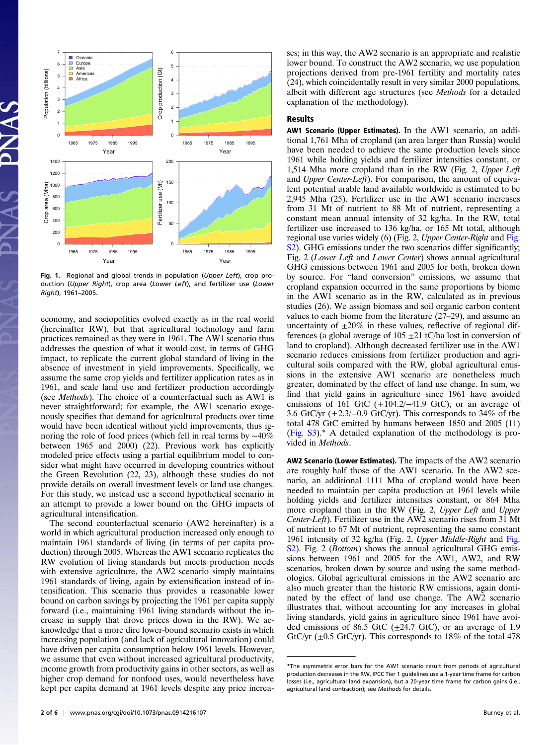Fig. 1. Regional and global trends in population (*Upper Left*), crop production (*Upper Right*), crop area (*Lower Left*), and fertilizer use (*Lower Right*), 1961–2005.

economy, and sociopolitics evolved exactly as in the real world (hereinafter RW), but that agricultural technology and farm practices remained as they were in 1961. The AW1 scenario thus addresses the question of what it would cost, in terms of GHG impact, to replicate the current global standard of living in the absence of investment in yield improvements. Specifically, we assume the same crop yields and fertilizer application rates as in 1961, and scale land use and fertilizer production accordingly (see *Methods*). The choice of a counterfactual such as AW1 is never straightforward; for example, the AW1 scenario exogenously specifies that demand for agricultural products over time would have been identical without yield improvements, thus ignoring the role of food prices (which fell in real terms by ~40% between 1965 and 2000) (22). Previous work has explicitly modeled price effects using a partial equilibrium model to consider what might have occurred in developing countries without the Green Revolution (22, 23), although these studies do not provide details on overall investment levels or land use changes. For this study, we instead use a second hypothetical scenario in an attempt to provide a lower bound on the GHG impacts of agricultural intensification.

The second counterfactual scenario (AW2 hereinafter) is a world in which agricultural production increased only enough to maintain 1961 standards of living (in terms of per capita production) through 2005. Whereas the AW1 scenario replicates the RW evolution of living standards but meets production needs with extensive agriculture, the AW2 scenario simply maintains 1961 standards of living, again by extensification instead of intensification. This scenario thus provides a reasonable lower bound on carbon savings by projecting the 1961 per capita supply forward (i.e., maintaining 1961 living standards without the increase in supply that drove prices down in the RW). We acknowledge that a more dire lower-bound scenario exists in which increasing population (and lack of agricultural innovation) could have driven per capita consumption below 1961 levels. However, we assume that even without increased agricultural productivity, income growth from productivity gains in other sectors, as well as higher crop demand for nonfood uses, would nevertheless have kept per capita demand at 1961 levels despite any price increases; in this way, the AW2 scenario is an appropriate and realistic lower bound. To construct the AW2 scenario, we use population projections derived from pre-1961 fertility and mortality rates (24), which coincidentally result in very similar 2000 populations, albeit with different age structures (see *Methods* for a detailed explanation of the methodology).

## Results

**AW1 Scenario (Upper Estimates).** In the AW1 scenario, an additional 1,761 Mha of cropland (an area larger than Russia) would have been needed to achieve the same production levels since 1961 while holding yields and fertilizer intensities constant, or 1,514 Mha more cropland than in the RW (Fig. 2, *Upper Left* and *Upper Center-Left*). For comparison, the amount of equivalent potential arable land available worldwide is estimated to be 2,945 Mha (25). Fertilizer use in the AW1 scenario increases from 31 Mt of nutrient to 88 Mt of nutrient, representing a constant mean annual intensity of 32 kg/ha. In the RW, total fertilizer use increased to 136 kg/ha, or 165 Mt total, although regional use varies widely (6) (Fig. 2, *Upper Center-Right* and Fig. S2). GHG emissions under the two scenarios differ significantly; Fig. 2 (*Lower Left* and *Lower Center*) shows annual agricultural GHG emissions between 1961 and 2005 for both, broken down by source. For "land conversion" emissions, we assume that cropland expansion occurred in the same proportions by biome in the AW1 scenario as in the RW, calculated as in previous studies (26). We assign biomass and soil organic carbon content values to each biome from the literature (27–29), and assume an uncertainty of ±20% in these values, reflective of regional differences (a global average of 105 ±21 tC/ha lost in conversion of land to cropland). Although decreased fertilizer use in the AW1 scenario reduces emissions from fertilizer production and agricultural soils compared with the RW, global agricultural emissions in the extensive AW1 scenario are nonetheless much greater, dominated by the effect of land use change. In sum, we find that yield gains in agriculture since 1961 have avoided emissions of 161 GtC (+104.2/−41.9 GtC), or an average of 3.6 GtC/yr (+2.3/−0.9 GtC/yr). This corresponds to 34% of the total 478 GtC emitted by humans between 1850 and 2005 (11) (Fig. S3).* A detailed explanation of the methodology is provided in *Methods*.

**AW2 Scenario (Lower Estimates).** The impacts of the AW2 scenario are roughly half those of the AW1 scenario. In the AW2 scenario, an additional 1111 Mha of cropland would have been needed to maintain per capita production at 1961 levels while holding yields and fertilizer intensities constant, or 864 Mha more cropland than in the RW (Fig. 2, *Upper Left* and *Upper Center-Left*). Fertilizer use in the AW2 scenario rises from 31 Mt of nutrient to 67 Mt of nutrient, representing the same constant 1961 intensity of 32 kg/ha (Fig. 2, *Upper Middle-Right* and Fig. S2). Fig. 2 (*Bottom*) shows the annual agricultural GHG emissions between 1961 and 2005 for the AW1, AW2, and RW scenarios, broken down by source and using the same methodologies. Global agricultural emissions in the AW2 scenario are also much greater than the historic RW emissions, again dominated by the effect of land use change. The AW2 scenario illustrates that, without accounting for any increases in global living standards, yield gains in agriculture since 1961 have avoided emissions of 86.5 GtC (±24.7 GtC), or an average of 1.9 GtC/yr (±0.5 GtC/yr). This corresponds to 18% of the total 478

*The asymmetric error bars for the AW1 scenario result from periods of agricultural production decreases in the RW. IPCC Tier 1 guidelines use a 1-year time frame for carbon losses (i.e., agricultural land expansion), but a 20-year time frame for carbon gains (i.e., agricultural land contraction); see *Methods* for details.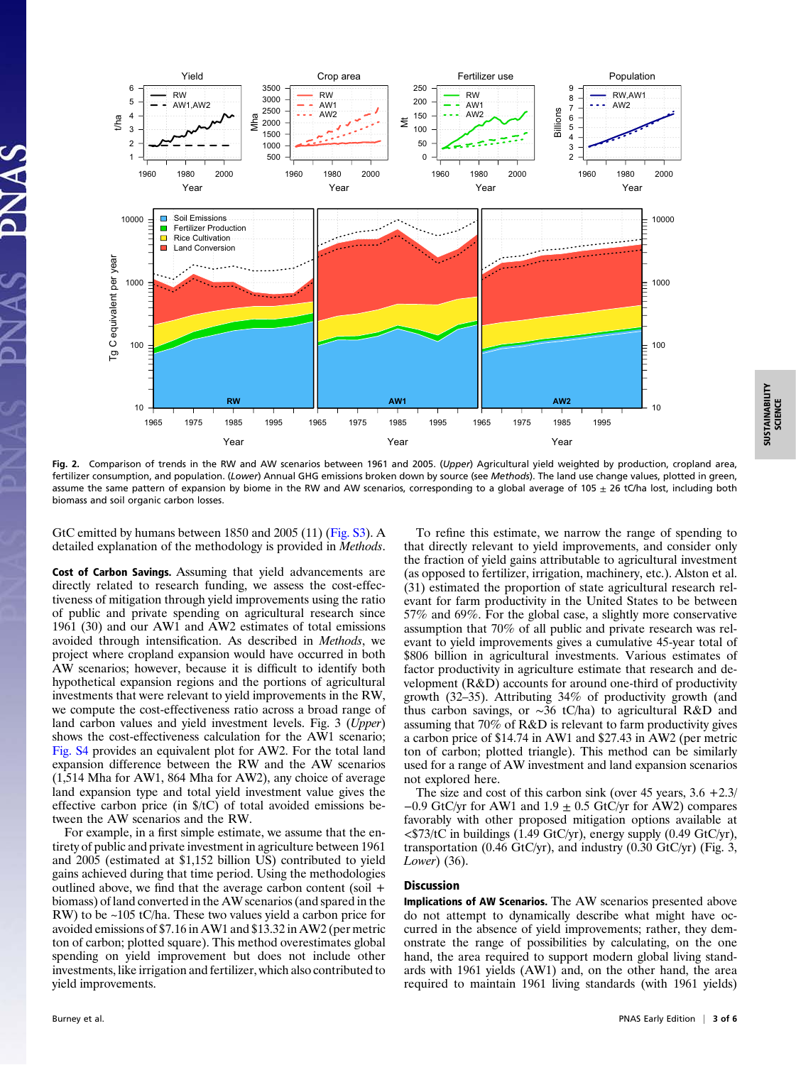**Fig. 2.** Comparison of trends in the RW and AW scenarios between 1961 and 2005. (*Upper*) Agricultural yield weighted by production, cropland area, fertilizer consumption, and population. (*Lower*) Annual GHG emissions broken down by source (see *Methods*). The land use change values, plotted in green, assume the same pattern of expansion by biome in the RW and AW scenarios, corresponding to a global average of 105 ± 26 tC/ha lost, including both biomass and soil organic carbon losses.

GtC emitted by humans between 1850 and 2005 (11) (Fig. S3). A detailed explanation of the methodology is provided in *Methods*.

**Cost of Carbon Savings.** Assuming that yield advancements are directly related to research funding, we assess the cost-effectiveness of mitigation through yield improvements using the ratio of public and private spending on agricultural research since 1961 (30) and our AW1 and AW2 estimates of total emissions avoided through intensification. As described in *Methods*, we project where cropland expansion would have occurred in both AW scenarios; however, because it is difficult to identify both hypothetical expansion regions and the portions of agricultural investments that were relevant to yield improvements in the RW, we compute the cost-effectiveness ratio across a broad range of land carbon values and yield investment levels. Fig. 3 (*Upper*) shows the cost-effectiveness calculation for the AW1 scenario; Fig. S4 provides an equivalent plot for AW2. For the total land expansion difference between the RW and the AW scenarios (1,514 Mha for AW1, 864 Mha for AW2), any choice of average land expansion type and total yield investment value gives the effective carbon price (in \$/tC) of total avoided emissions between the AW scenarios and the RW.

For example, in a first simple estimate, we assume that the entirety of public and private investment in agriculture between 1961 and 2005 (estimated at \$1,152 billion US) contributed to yield gains achieved during that time period. Using the methodologies outlined above, we find that the average carbon content (soil + biomass) of land converted in the AW scenarios (and spared in the RW) to be ~105 tC/ha. These two values yield a carbon price for avoided emissions of \$7.16 in AW1 and \$13.32 in AW2 (per metric ton of carbon; plotted square). This method overestimates global spending on yield improvement but does not include other investments, like irrigation and fertilizer, which also contributed to yield improvements.

To refine this estimate, we narrow the range of spending to that directly relevant to yield improvements, and consider only the fraction of yield gains attributable to agricultural investment (as opposed to fertilizer, irrigation, machinery, etc.). Alston et al. (31) estimated the proportion of state agricultural research relevant for farm productivity in the United States to be between 57% and 69%. For the global case, a slightly more conservative assumption that 70% of all public and private research was relevant to yield improvements gives a cumulative 45-year total of \$806 billion in agricultural investments. Various estimates of factor productivity in agriculture estimate that research and development (R&D) accounts for around one-third of productivity growth (32–35). Attributing 34% of productivity growth (and thus carbon savings, or ~36 tC/ha) to agricultural R&D and assuming that 70% of R&D is relevant to farm productivity gives a carbon price of \$14.74 in AW1 and \$27.43 in AW2 (per metric ton of carbon; plotted triangle). This method can be similarly used for a range of AW investment and land expansion scenarios not explored here.

The size and cost of this carbon sink (over 45 years, 3.6 +2.3/−0.9 GtC/yr for AW1 and 1.9 ± 0.5 GtC/yr for AW2) compares favorably with other proposed mitigation options available at <\$73/tC in buildings (1.49 GtC/yr), energy supply (0.49 GtC/yr), transportation (0.46 GtC/yr), and industry (0.30 GtC/yr) (Fig. 3, *Lower*) (36).

## Discussion

**Implications of AW Scenarios.** The AW scenarios presented above do not attempt to dynamically describe what might have occurred in the absence of yield improvements; rather, they demonstrate the range of possibilities by calculating, on the one hand, the area required to support modern global living standards with 1961 yields (AW1) and, on the other hand, the area required to maintain 1961 living standards (with 1961 yields)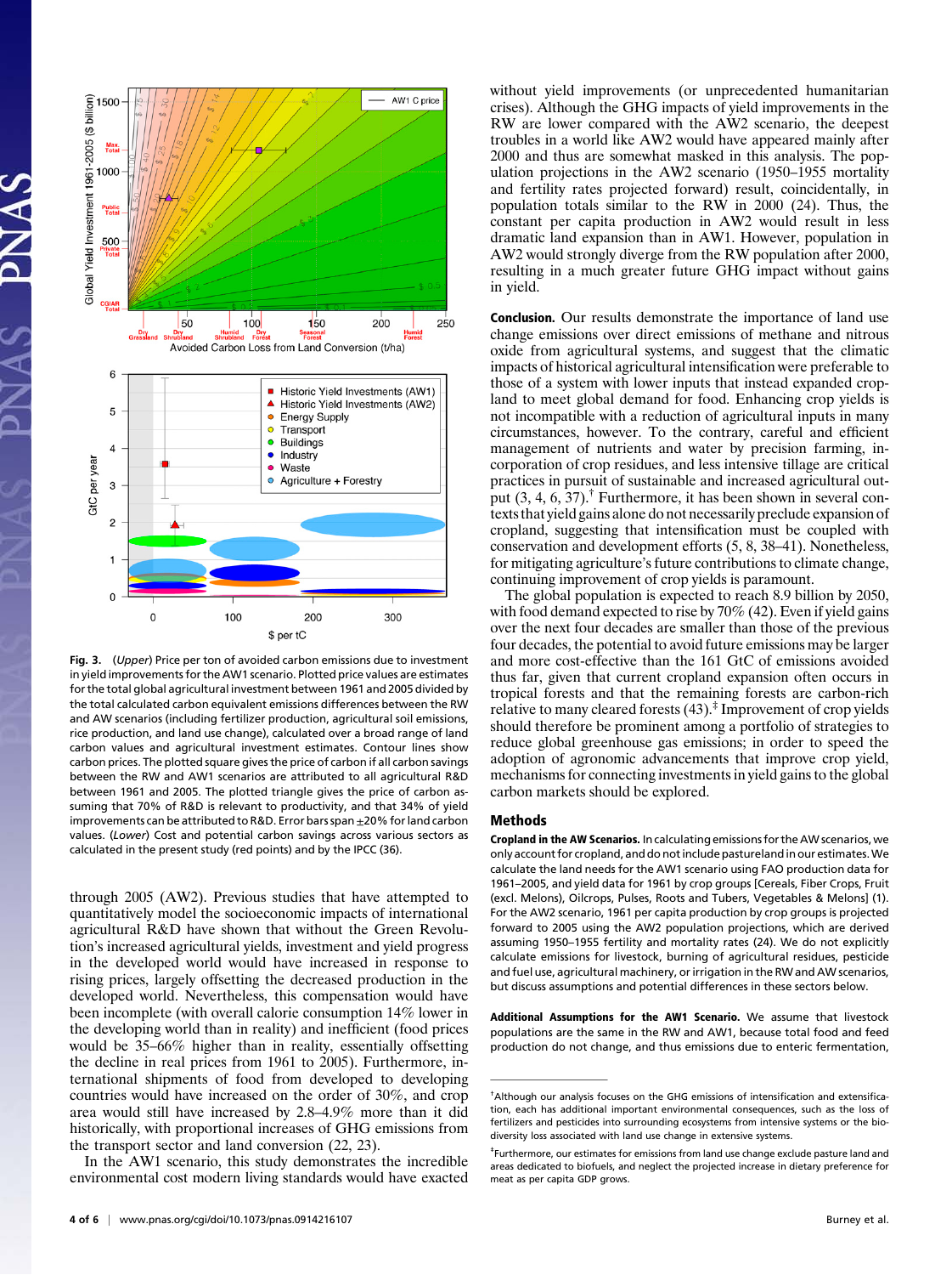**Fig. 3.** (*Upper*) Price per ton of avoided carbon emissions due to investment in yield improvements for the AW1 scenario. Plotted price values are estimates for the total global agricultural investment between 1961 and 2005 divided by the total calculated carbon equivalent emissions differences between the RW and AW scenarios (including fertilizer production, agricultural soil emissions, rice production, and land use change), calculated over a broad range of land carbon values and agricultural investment estimates. Contour lines show carbon prices. The plotted square gives the price of carbon if all carbon savings between the RW and AW1 scenarios are attributed to all agricultural R&D between 1961 and 2005. The plotted triangle gives the price of carbon assuming that 70% of R&D is relevant to productivity, and that 34% of yield improvements can be attributed to R&D. Error bars span ±20% for land carbon values. (*Lower*) Cost and potential carbon savings across various sectors as calculated in the present study (red points) and by the IPCC (36).

through 2005 (AW2). Previous studies that have attempted to quantitatively model the socioeconomic impacts of international agricultural R&D have shown that without the Green Revolution's increased agricultural yields, investment and yield progress in the developed world would have increased in response to rising prices, largely offsetting the decreased production in the developed world. Nevertheless, this compensation would have been incomplete (with overall calorie consumption 14% lower in the developing world than in reality) and inefficient (food prices would be 35–66% higher than in reality, essentially offsetting the decline in real prices from 1961 to 2005). Furthermore, international shipments of food from developed to developing countries would have increased on the order of 30%, and crop area would still have increased by 2.8–4.9% more than it did historically, with proportional increases of GHG emissions from the transport sector and land conversion (22, 23).

In the AW1 scenario, this study demonstrates the incredible environmental cost modern living standards would have exacted without yield improvements (or unprecedented humanitarian crises). Although the GHG impacts of yield improvements in the RW are lower compared with the AW2 scenario, the deepest troubles in a world like AW2 would have appeared mainly after 2000 and thus are somewhat masked in this analysis. The population projections in the AW2 scenario (1950–1955 mortality and fertility rates projected forward) result, coincidentally, in population totals similar to the RW in 2000 (24). Thus, the constant per capita production in AW2 would result in less dramatic land expansion than in AW1. However, population in AW2 would strongly diverge from the RW population after 2000, resulting in a much greater future GHG impact without gains in yield.

**Conclusion.** Our results demonstrate the importance of land use change emissions over direct emissions of methane and nitrous oxide from agricultural systems, and suggest that the climatic impacts of historical agricultural intensification were preferable to those of a system with lower inputs that instead expanded cropland to meet global demand for food. Enhancing crop yields is not incompatible with a reduction of agricultural inputs in many circumstances, however. To the contrary, careful and efficient management of nutrients and water by precision farming, incorporation of crop residues, and less intensive tillage are critical practices in pursuit of sustainable and increased agricultural output (3, 4, 6, 37).[†] Furthermore, it has been shown in several contexts that yield gains alone do not necessarily preclude expansion of cropland, suggesting that intensification must be coupled with conservation and development efforts (5, 8, 38–41). Nonetheless, for mitigating agriculture's future contributions to climate change, continuing improvement of crop yields is paramount.

The global population is expected to reach 8.9 billion by 2050, with food demand expected to rise by 70% (42). Even if yield gains over the next four decades are smaller than those of the previous four decades, the potential to avoid future emissions may be larger and more cost-effective than the 161 GtC of emissions avoided thus far, given that current cropland expansion often occurs in tropical forests and that the remaining forests are carbon-rich relative to many cleared forests (43).[‡] Improvement of crop yields should therefore be prominent among a portfolio of strategies to reduce global greenhouse gas emissions; in order to speed the adoption of agronomic advancements that improve crop yield, mechanisms for connecting investments in yield gains to the global carbon markets should be explored.

## Methods

**Cropland in the AW Scenarios.** In calculating emissions for the AW scenarios, we only account for cropland, and do not include pastureland in our estimates. We calculate the land needs for the AW1 scenario using FAO production data for 1961–2005, and yield data for 1961 by crop groups [Cereals, Fiber Crops, Fruit (excl. Melons), Oilcrops, Pulses, Roots and Tubers, Vegetables & Melons] (1). For the AW2 scenario, 1961 per capita production by crop groups is projected forward to 2005 using the AW2 population projections, which are derived assuming 1950–1955 fertility and mortality rates (24). We do not explicitly calculate emissions for livestock, burning of agricultural residues, pesticide and fuel use, agricultural machinery, or irrigation in the RW and AW scenarios, but discuss assumptions and potential differences in these sectors below.

**Additional Assumptions for the AW1 Scenario.** We assume that livestock populations are the same in the RW and AW1, because total food and feed production do not change, and thus emissions due to enteric fermentation,

[†]Although our analysis focuses on the GHG emissions of intensification and extensification, each has additional important environmental consequences, such as the loss of fertilizers and pesticides into surrounding ecosystems from intensive systems or the biodiversity loss associated with land use change in extensive systems.

[‡]Furthermore, our estimates for emissions from land use change exclude pasture land and areas dedicated to biofuels, and neglect the projected increase in dietary preference for meat as per capita GDP grows.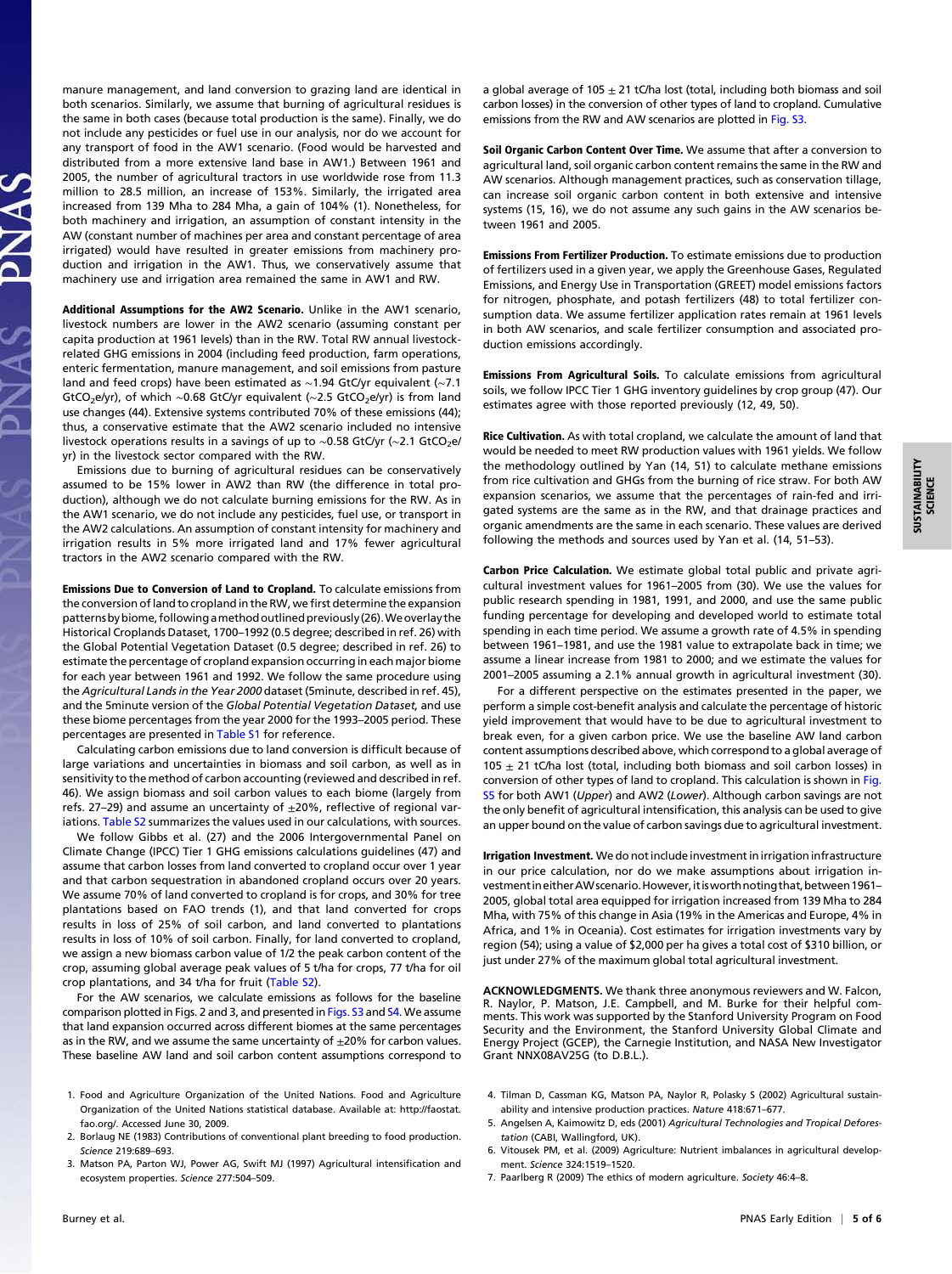manure management, and land conversion to grazing land are identical in both scenarios. Similarly, we assume that burning of agricultural residues is the same in both cases (because total production is the same). Finally, we do not include any pesticides or fuel use in our analysis, nor do we account for any transport of food in the AW1 scenario. (Food would be harvested and distributed from a more extensive land base in AW1.) Between 1961 and 2005, the number of agricultural tractors in use worldwide rose from 11.3 million to 28.5 million, an increase of 153%. Similarly, the irrigated area increased from 139 Mha to 284 Mha, a gain of 104% (1). Nonetheless, for both machinery and irrigation, an assumption of constant intensity in the AW (constant number of machines per area and constant percentage of area irrigated) would have resulted in greater emissions from machinery production and irrigation in the AW1. Thus, we conservatively assume that machinery use and irrigation area remained the same in AW1 and RW.

**Additional Assumptions for the AW2 Scenario.** Unlike in the AW1 scenario, livestock numbers are lower in the AW2 scenario (assuming constant per capita production at 1961 levels) than in the RW. Total RW annual livestock-related GHG emissions in 2004 (including feed production, farm operations, enteric fermentation, manure management, and soil emissions from pasture land and feed crops) have been estimated as ~1.94 GtC/yr equivalent (~7.1 $GtCO_2e$/yr), of which ~0.68 GtC/yr equivalent (~2.5 $GtCO_2e$/yr) is from land use changes (44). Extensive systems contributed 70% of these emissions (44); thus, a conservative estimate that the AW2 scenario included no intensive livestock operations results in a savings of up to ~0.58 GtC/yr (~2.1 $GtCO_2e$/yr) in the livestock sector compared with the RW.

Emissions due to burning of agricultural residues can be conservatively assumed to be 15% lower in AW2 than RW (the difference in total production), although we do not calculate burning emissions for the RW. As in the AW1 scenario, we do not include any pesticides, fuel use, or transport in the AW2 calculations. An assumption of constant intensity for machinery and irrigation results in 5% more irrigated land and 17% fewer agricultural tractors in the AW2 scenario compared with the RW.

**Emissions Due to Conversion of Land to Cropland.** To calculate emissions from the conversion of land to cropland in the RW, we first determine the expansion patterns by biome, following a method outlined previously (26). We overlay the Historical Croplands Dataset, 1700–1992 (0.5 degree; described in ref. 26) with the Global Potential Vegetation Dataset (0.5 degree; described in ref. 26) to estimate the percentage of cropland expansion occurring in each major biome for each year between 1961 and 1992. We follow the same procedure using the *Agricultural Lands in the Year 2000* dataset (5minute, described in ref. 45), and the 5minute version of the *Global Potential Vegetation Dataset,* and use these biome percentages from the year 2000 for the 1993–2005 period. These percentages are presented in Table S1 for reference.

Calculating carbon emissions due to land conversion is difficult because of large variations and uncertainties in biomass and soil carbon, as well as in sensitivity to the method of carbon accounting (reviewed and described in ref. 46). We assign biomass and soil carbon values to each biome (largely from refs. 27–29) and assume an uncertainty of ±20%, reflective of regional variations. Table S2 summarizes the values used in our calculations, with sources.

We follow Gibbs et al. (27) and the 2006 Intergovernmental Panel on Climate Change (IPCC) Tier 1 GHG emissions calculations guidelines (47) and assume that carbon losses from land converted to cropland occur over 1 year and that carbon sequestration in abandoned cropland occurs over 20 years. We assume 70% of land converted to cropland is for crops, and 30% for tree plantations based on FAO trends (1), and that land converted for crops results in loss of 25% of soil carbon, and land converted to plantations results in loss of 10% of soil carbon. Finally, for land converted to cropland, we assign a new biomass carbon value of 1/2 the peak carbon content of the crop, assuming global average peak values of 5 t/ha for crops, 77 t/ha for oil crop plantations, and 34 t/ha for fruit (Table S2).

For the AW scenarios, we calculate emissions as follows for the baseline comparison plotted in Figs. 2 and 3, and presented in Figs. S3 and S4. We assume that land expansion occurred across different biomes at the same percentages as in the RW, and we assume the same uncertainty of ±20% for carbon values. These baseline AW land and soil carbon content assumptions correspond to a global average of 105 ± 21 tC/ha lost (total, including both biomass and soil carbon losses) in the conversion of other types of land to cropland. Cumulative emissions from the RW and AW scenarios are plotted in Fig. S3.

**Soil Organic Carbon Content Over Time.** We assume that after a conversion to agricultural land, soil organic carbon content remains the same in the RW and AW scenarios. Although management practices, such as conservation tillage, can increase soil organic carbon content in both extensive and intensive systems (15, 16), we do not assume any such gains in the AW scenarios between 1961 and 2005.

**Emissions From Fertilizer Production.** To estimate emissions due to production of fertilizers used in a given year, we apply the Greenhouse Gases, Regulated Emissions, and Energy Use in Transportation (GREET) model emissions factors for nitrogen, phosphate, and potash fertilizers (48) to total fertilizer consumption data. We assume fertilizer application rates remain at 1961 levels in both AW scenarios, and scale fertilizer consumption and associated production emissions accordingly.

**Emissions From Agricultural Soils.** To calculate emissions from agricultural soils, we follow IPCC Tier 1 GHG inventory guidelines by crop group (47). Our estimates agree with those reported previously (12, 49, 50).

**Rice Cultivation.** As with total cropland, we calculate the amount of land that would be needed to meet RW production values with 1961 yields. We follow the methodology outlined by Yan (14, 51) to calculate methane emissions from rice cultivation and GHGs from the burning of rice straw. For both AW expansion scenarios, we assume that the percentages of rain-fed and irrigated systems are the same as in the RW, and that drainage practices and organic amendments are the same in each scenario. These values are derived following the methods and sources used by Yan et al. (14, 51–53).

**Carbon Price Calculation.** We estimate global total public and private agricultural investment values for 1961–2005 from (30). We use the values for public research spending in 1981, 1991, and 2000, and use the same public funding percentage for developing and developed world to estimate total spending in each time period. We assume a growth rate of 4.5% in spending between 1961–1981, and use the 1981 value to extrapolate back in time; we assume a linear increase from 1981 to 2000; and we estimate the values for 2001–2005 assuming a 2.1% annual growth in agricultural investment (30).

For a different perspective on the estimates presented in the paper, we perform a simple cost-benefit analysis and calculate the percentage of historic yield improvement that would have to be due to agricultural investment to break even, for a given carbon price. We use the baseline AW land carbon content assumptions described above, which correspond to a global average of 105 ± 21 tC/ha lost (total, including both biomass and soil carbon losses) in conversion of other types of land to cropland. This calculation is shown in Fig. S5 for both AW1 (*Upper*) and AW2 (*Lower*). Although carbon savings are not the only benefit of agricultural intensification, this analysis can be used to give an upper bound on the value of carbon savings due to agricultural investment.

**Irrigation Investment.** We do not include investment in irrigation infrastructure in our price calculation, nor do we make assumptions about irrigation investment in either AW scenario. However, it is worth noting that, between 1961–2005, global total area equipped for irrigation increased from 139 Mha to 284 Mha, with 75% of this change in Asia (19% in the Americas and Europe, 4% in Africa, and 1% in Oceania). Cost estimates for irrigation investments vary by region (54); using a value of \$2,000 per ha gives a total cost of \$310 billion, or just under 27% of the maximum global total agricultural investment.

**ACKNOWLEDGMENTS.** We thank three anonymous reviewers and W. Falcon, R. Naylor, P. Matson, J.E. Campbell, and M. Burke for their helpful comments. This work was supported by the Stanford University Program on Food Security and the Environment, the Stanford University Global Climate and Energy Project (GCEP), the Carnegie Institution, and NASA New Investigator Grant NNX08AV25G (to D.B.L.).

1. Food and Agriculture Organization of the United Nations. Food and Agriculture Organization of the United Nations statistical database. Available at: http://faostat.fao.org/. Accessed June 30, 2009.
2. Borlaug NE (1983) Contributions of conventional plant breeding to food production. *Science* 219:689–693.
3. Matson PA, Parton WJ, Power AG, Swift MJ (1997) Agricultural intensification and ecosystem properties. *Science* 277:504–509.
4. Tilman D, Cassman KG, Matson PA, Naylor R, Polasky S (2002) Agricultural sustainability and intensive production practices. *Nature* 418:671–677.
5. Angelsen A, Kaimowitz D, eds (2001) *Agricultural Technologies and Tropical Deforestation* (CABI, Wallingford, UK).
6. Vitousek PM, et al. (2009) Agriculture: Nutrient imbalances in agricultural development. *Science* 324:1519–1520.
7. Paarlberg R (2009) The ethics of modern agriculture. *Society* 46:4–8.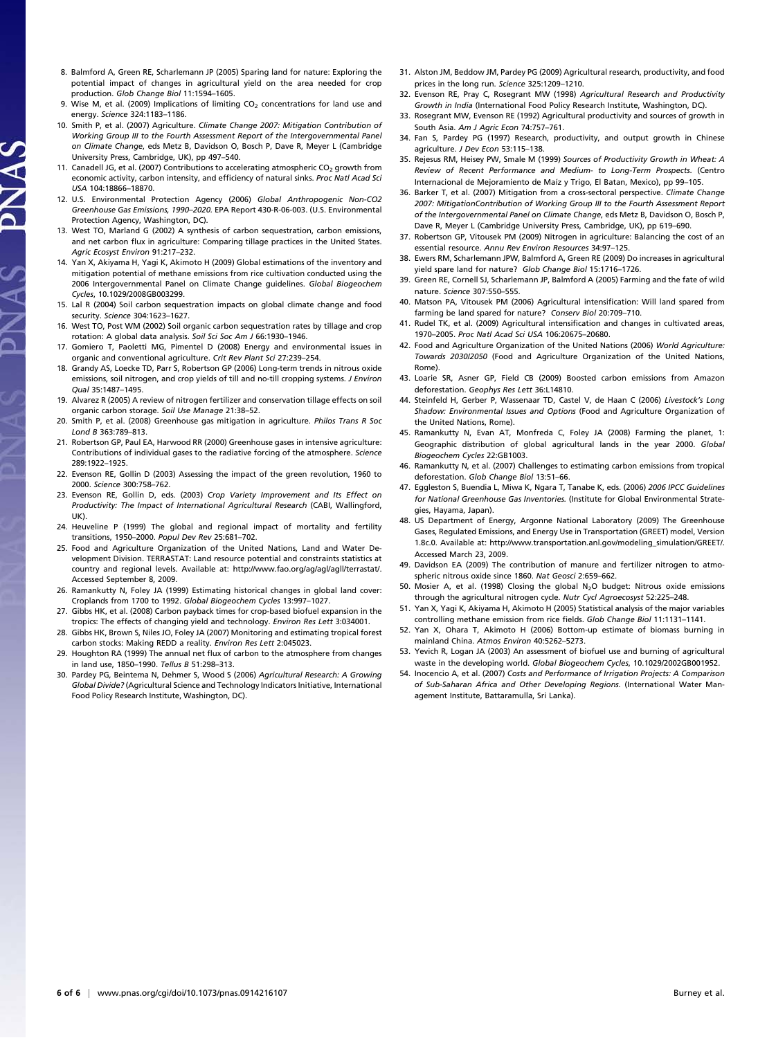8. Balmford A, Green RE, Scharlemann JP (2005) Sparing land for nature: Exploring the potential impact of changes in agricultural yield on the area needed for crop production. *Glob Change Biol* 11:1594–1605.
9. Wise M, et al. (2009) Implications of limiting $CO_2$ concentrations for land use and energy. *Science* 324:1183–1186.
10. Smith P, et al. (2007) Agriculture. *Climate Change 2007: Mitigation Contribution of Working Group III to the Fourth Assessment Report of the Intergovernmental Panel on Climate Change*, eds Metz B, Davidson O, Bosch P, Dave R, Meyer L (Cambridge University Press, Cambridge, UK), pp 497–540.
11. Canadell JG, et al. (2007) Contributions to accelerating atmospheric $CO_2$ growth from economic activity, carbon intensity, and efficiency of natural sinks. *Proc Natl Acad Sci USA* 104:18866–18870.
12. U.S. Environmental Protection Agency (2006) *Global Anthropogenic Non-CO2 Greenhouse Gas Emissions, 1990–2020.* EPA Report 430-R-06-003. (U.S. Environmental Protection Agency, Washington, DC).
13. West TO, Marland G (2002) A synthesis of carbon sequestration, carbon emissions, and net carbon flux in agriculture: Comparing tillage practices in the United States. *Agric Ecosyst Environ* 91:217–232.
14. Yan X, Akiyama H, Yagi K, Akimoto H (2009) Global estimations of the inventory and mitigation potential of methane emissions from rice cultivation conducted using the 2006 Intergovernmental Panel on Climate Change guidelines. *Global Biogeochem Cycles*, 10.1029/2008GB003299.
15. Lal R (2004) Soil carbon sequestration impacts on global climate change and food security. *Science* 304:1623–1627.
16. West TO, Post WM (2002) Soil organic carbon sequestration rates by tillage and crop rotation: A global data analysis. *Soil Sci Soc Am J* 66:1930–1946.
17. Gomiero T, Paoletti MG, Pimentel D (2008) Energy and environmental issues in organic and conventional agriculture. *Crit Rev Plant Sci* 27:239–254.
18. Grandy AS, Loecke TD, Parr S, Robertson GP (2006) Long-term trends in nitrous oxide emissions, soil nitrogen, and crop yields of till and no-till cropping systems. *J Environ Qual* 35:1487–1495.
19. Alvarez R (2005) A review of nitrogen fertilizer and conservation tillage effects on soil organic carbon storage. *Soil Use Manage* 21:38–52.
20. Smith P, et al. (2008) Greenhouse gas mitigation in agriculture. *Philos Trans R Soc Lond B* 363:789–813.
21. Robertson GP, Paul EA, Harwood RR (2000) Greenhouse gases in intensive agriculture: Contributions of individual gases to the radiative forcing of the atmosphere. *Science* 289:1922–1925.
22. Evenson RE, Gollin D (2003) Assessing the impact of the green revolution, 1960 to 2000. *Science* 300:758–762.
23. Evenson RE, Gollin D, eds. (2003) *Crop Variety Improvement and Its Effect on Productivity: The Impact of International Agricultural Research* (CABI, Wallingford, UK).
24. Heuveline P (1999) The global and regional impact of mortality and fertility transitions, 1950–2000. *Popul Dev Rev* 25:681–702.
25. Food and Agriculture Organization of the United Nations, Land and Water Development Division. TERRASTAT: Land resource potential and constraints statistics at country and regional levels. Available at: http://www.fao.org/ag/agl/agll/terrastat/. Accessed September 8, 2009.
26. Ramankutty N, Foley JA (1999) Estimating historical changes in global land cover: Croplands from 1700 to 1992. *Global Biogeochem Cycles* 13:997–1027.
27. Gibbs HK, et al. (2008) Carbon payback times for crop-based biofuel expansion in the tropics: The effects of changing yield and technology. *Environ Res Lett* 3:034001.
28. Gibbs HK, Brown S, Niles JO, Foley JA (2007) Monitoring and estimating tropical forest carbon stocks: Making REDD a reality. *Environ Res Lett* 2:045023.
29. Houghton RA (1999) The annual net flux of carbon to the atmosphere from changes in land use, 1850–1990. *Tellus B* 51:298–313.
30. Pardey PG, Beintema N, Dehmer S, Wood S (2006) *Agricultural Research: A Growing Global Divide?* (Agricultural Science and Technology Indicators Initiative, International Food Policy Research Institute, Washington, DC).
31. Alston JM, Beddow JM, Pardey PG (2009) Agricultural research, productivity, and food prices in the long run. *Science* 325:1209–1210.
32. Evenson RE, Pray C, Rosegrant MW (1998) *Agricultural Research and Productivity Growth in India* (International Food Policy Research Institute, Washington, DC).
33. Rosegrant MW, Evenson RE (1992) Agricultural productivity and sources of growth in South Asia. *Am J Agric Econ* 74:757–761.
34. Fan S, Pardey PG (1997) Research, productivity, and output growth in Chinese agriculture. *J Dev Econ* 53:115–138.
35. Rejesus RM, Heisey PW, Smale M (1999) *Sources of Productivity Growth in Wheat: A Review of Recent Performance and Medium- to Long-Term Prospects.* (Centro Internacional de Mejoramiento de Maíz y Trigo, El Batan, Mexico), pp 99–105.
36. Barker T, et al. (2007) Mitigation from a cross-sectoral perspective. *Climate Change 2007: MitigationContribution of Working Group III to the Fourth Assessment Report of the Intergovernmental Panel on Climate Change*, eds Metz B, Davidson O, Bosch P, Dave R, Meyer L (Cambridge University Press, Cambridge, UK), pp 619–690.
37. Robertson GP, Vitousek PM (2009) Nitrogen in agriculture: Balancing the cost of an essential resource. *Annu Rev Environ Resources* 34:97–125.
38. Ewers RM, Scharlemann JPW, Balmford A, Green RE (2009) Do increases in agricultural yield spare land for nature? *Glob Change Biol* 15:1716–1726.
39. Green RE, Cornell SJ, Scharlemann JP, Balmford A (2005) Farming and the fate of wild nature. *Science* 307:550–555.
40. Matson PA, Vitousek PM (2006) Agricultural intensification: Will land spared from farming be land spared for nature? *Conserv Biol* 20:709–710.
41. Rudel TK, et al. (2009) Agricultural intensification and changes in cultivated areas, 1970–2005. *Proc Natl Acad Sci USA* 106:20675–20680.
42. Food and Agriculture Organization of the United Nations (2006) *World Agriculture: Towards 2030/2050* (Food and Agriculture Organization of the United Nations, Rome).
43. Loarie SR, Asner GP, Field CB (2009) Boosted carbon emissions from Amazon deforestation. *Geophys Res Lett* 36:L14810.
44. Steinfeld H, Gerber P, Wassenaar TD, Castel V, de Haan C (2006) *Livestock's Long Shadow: Environmental Issues and Options* (Food and Agriculture Organization of the United Nations, Rome).
45. Ramankutty N, Evan AT, Monfreda C, Foley JA (2008) Farming the planet, 1: Geographic distribution of global agricultural lands in the year 2000. *Global Biogeochem Cycles* 22:GB1003.
46. Ramankutty N, et al. (2007) Challenges to estimating carbon emissions from tropical deforestation. *Glob Change Biol* 13:51–66.
47. Eggleston S, Buendia L, Miwa K, Ngara T, Tanabe K, eds. (2006) *2006 IPCC Guidelines for National Greenhouse Gas Inventories.* (Institute for Global Environmental Strategies, Hayama, Japan).
48. US Department of Energy, Argonne National Laboratory (2009) The Greenhouse Gases, Regulated Emissions, and Energy Use in Transportation (GREET) model, Version 1.8c.0. Available at: http://www.transportation.anl.gov/modeling_simulation/GREET/. Accessed March 23, 2009.
49. Davidson EA (2009) The contribution of manure and fertilizer nitrogen to atmospheric nitrous oxide since 1860. *Nat Geosci* 2:659–662.
50. Mosier A, et al. (1998) Closing the global $N_2O$ budget: Nitrous oxide emissions through the agricultural nitrogen cycle. *Nutr Cycl Agroecosyst* 52:225–248.
51. Yan X, Yagi K, Akiyama H, Akimoto H (2005) Statistical analysis of the major variables controlling methane emission from rice fields. *Glob Change Biol* 11:1131–1141.
52. Yan X, Ohara T, Akimoto H (2006) Bottom-up estimate of biomass burning in mainland China. *Atmos Environ* 40:5262–5273.
53. Yevich R, Logan JA (2003) An assessment of biofuel use and burning of agricultural waste in the developing world. *Global Biogeochem Cycles*, 10.1029/2002GB001952.
54. Inocencio A, et al. (2007) *Costs and Performance of Irrigation Projects: A Comparison of Sub-Saharan Africa and Other Developing Regions.* (International Water Management Institute, Battaramulla, Sri Lanka).